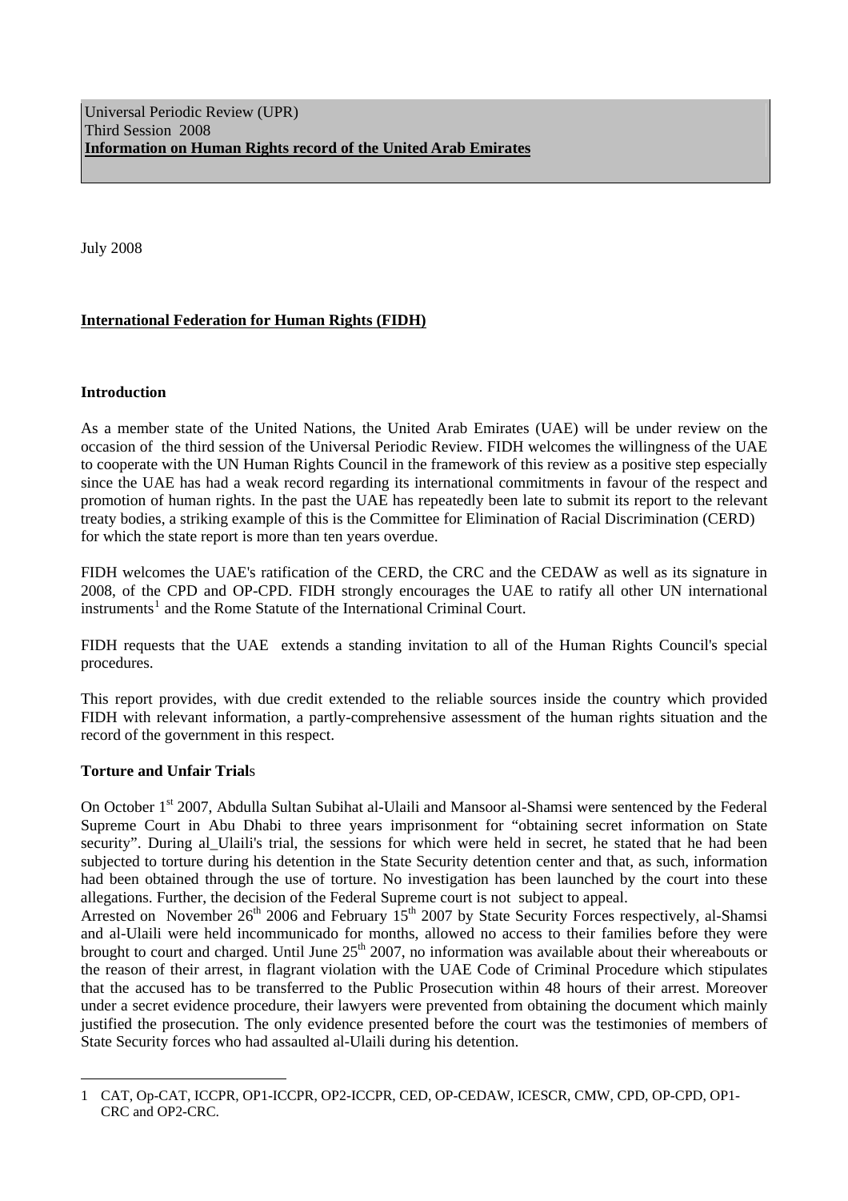Universal Periodic Review (UPR)
Third Session 2008
**Information on Human Rights record of the United Arab Emirates**

July 2008

**International Federation for Human Rights (FIDH)**

## Introduction

As a member state of the United Nations, the United Arab Emirates (UAE) will be under review on the occasion of the third session of the Universal Periodic Review. FIDH welcomes the willingness of the UAE to cooperate with the UN Human Rights Council in the framework of this review as a positive step especially since the UAE has had a weak record regarding its international commitments in favour of the respect and promotion of human rights. In the past the UAE has repeatedly been late to submit its report to the relevant treaty bodies, a striking example of this is the Committee for Elimination of Racial Discrimination (CERD) for which the state report is more than ten years overdue.

FIDH welcomes the UAE's ratification of the CERD, the CRC and the CEDAW as well as its signature in 2008, of the CPD and OP-CPD. FIDH strongly encourages the UAE to ratify all other UN international instruments[1] and the Rome Statute of the International Criminal Court.

FIDH requests that the UAE extends a standing invitation to all of the Human Rights Council's special procedures.

This report provides, with due credit extended to the reliable sources inside the country which provided FIDH with relevant information, a partly-comprehensive assessment of the human rights situation and the record of the government in this respect.

## Torture and Unfair Trials

On October 1st 2007, Abdulla Sultan Subihat al-Ulaili and Mansoor al-Shamsi were sentenced by the Federal Supreme Court in Abu Dhabi to three years imprisonment for "obtaining secret information on State security". During al_Ulaili's trial, the sessions for which were held in secret, he stated that he had been subjected to torture during his detention in the State Security detention center and that, as such, information had been obtained through the use of torture. No investigation has been launched by the court into these allegations. Further, the decision of the Federal Supreme court is not subject to appeal.
Arrested on November 26th 2006 and February 15th 2007 by State Security Forces respectively, al-Shamsi and al-Ulaili were held incommunicado for months, allowed no access to their families before they were brought to court and charged. Until June 25th 2007, no information was available about their whereabouts or the reason of their arrest, in flagrant violation with the UAE Code of Criminal Procedure which stipulates that the accused has to be transferred to the Public Prosecution within 48 hours of their arrest. Moreover under a secret evidence procedure, their lawyers were prevented from obtaining the document which mainly justified the prosecution. The only evidence presented before the court was the testimonies of members of State Security forces who had assaulted al-Ulaili during his detention.

---

1 CAT, Op-CAT, ICCPR, OP1-ICCPR, OP2-ICCPR, CED, OP-CEDAW, ICESCR, CMW, CPD, OP-CPD, OP1-CRC and OP2-CRC.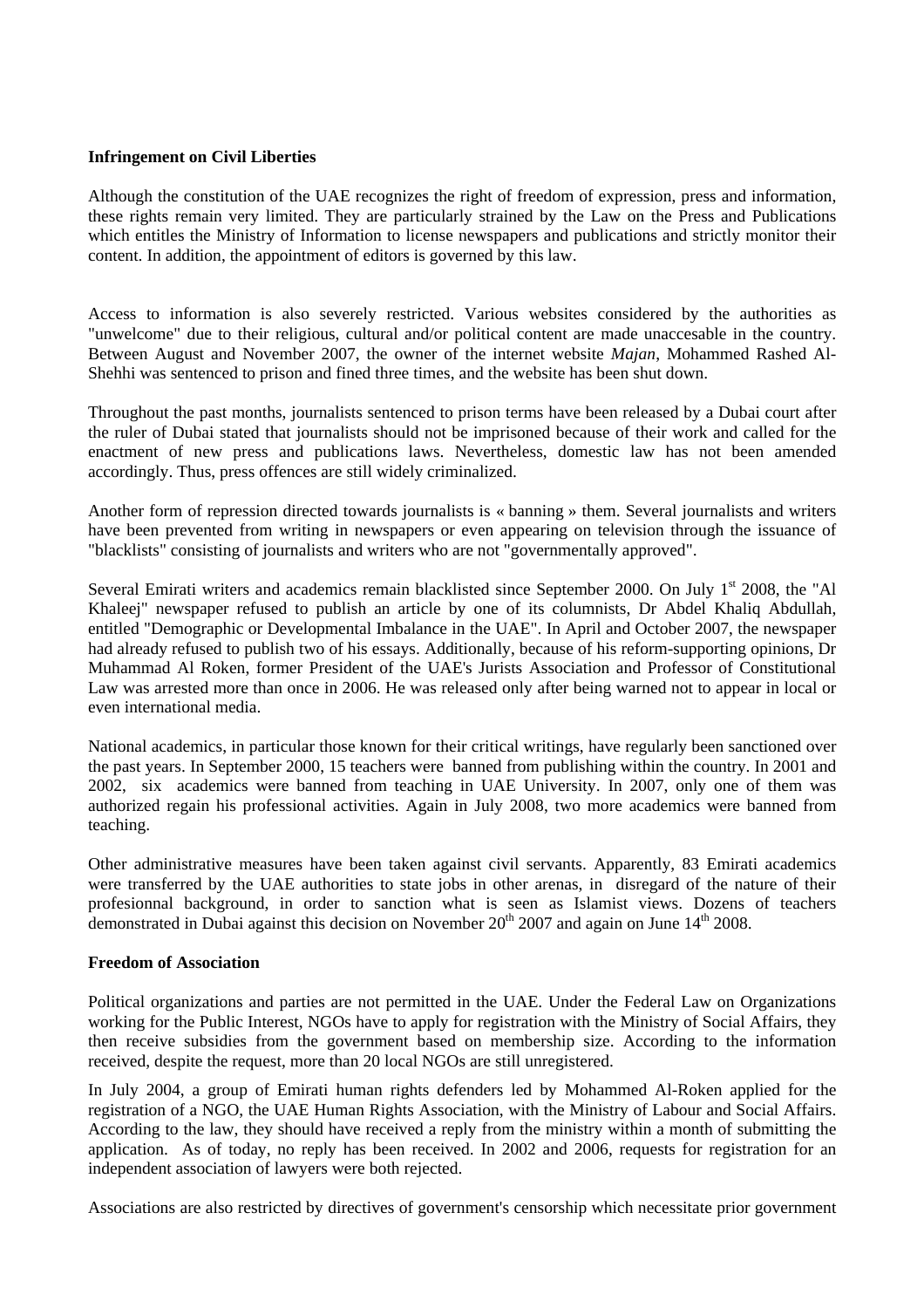**Infringement on Civil Liberties**

Although the constitution of the UAE recognizes the right of freedom of expression, press and information, these rights remain very limited. They are particularly strained by the Law on the Press and Publications which entitles the Ministry of Information to license newspapers and publications and strictly monitor their content. In addition, the appointment of editors is governed by this law.

Access to information is also severely restricted. Various websites considered by the authorities as "unwelcome" due to their religious, cultural and/or political content are made unaccesable in the country. Between August and November 2007, the owner of the internet website *Majan*, Mohammed Rashed Al-Shehhi was sentenced to prison and fined three times, and the website has been shut down.

Throughout the past months, journalists sentenced to prison terms have been released by a Dubai court after the ruler of Dubai stated that journalists should not be imprisoned because of their work and called for the enactment of new press and publications laws. Nevertheless, domestic law has not been amended accordingly. Thus, press offences are still widely criminalized.

Another form of repression directed towards journalists is « banning » them. Several journalists and writers have been prevented from writing in newspapers or even appearing on television through the issuance of "blacklists" consisting of journalists and writers who are not "governmentally approved".

Several Emirati writers and academics remain blacklisted since September 2000. On July 1st 2008, the "Al Khaleej" newspaper refused to publish an article by one of its columnists, Dr Abdel Khaliq Abdullah, entitled "Demographic or Developmental Imbalance in the UAE". In April and October 2007, the newspaper had already refused to publish two of his essays. Additionally, because of his reform-supporting opinions, Dr Muhammad Al Roken, former President of the UAE's Jurists Association and Professor of Constitutional Law was arrested more than once in 2006. He was released only after being warned not to appear in local or even international media.

National academics, in particular those known for their critical writings, have regularly been sanctioned over the past years. In September 2000, 15 teachers were banned from publishing within the country. In 2001 and 2002, six academics were banned from teaching in UAE University. In 2007, only one of them was authorized regain his professional activities. Again in July 2008, two more academics were banned from teaching.

Other administrative measures have been taken against civil servants. Apparently, 83 Emirati academics were transferred by the UAE authorities to state jobs in other arenas, in disregard of the nature of their profesionnal background, in order to sanction what is seen as Islamist views. Dozens of teachers demonstrated in Dubai against this decision on November 20th 2007 and again on June 14th 2008.

**Freedom of Association**

Political organizations and parties are not permitted in the UAE. Under the Federal Law on Organizations working for the Public Interest, NGOs have to apply for registration with the Ministry of Social Affairs, they then receive subsidies from the government based on membership size. According to the information received, despite the request, more than 20 local NGOs are still unregistered.

In July 2004, a group of Emirati human rights defenders led by Mohammed Al-Roken applied for the registration of a NGO, the UAE Human Rights Association, with the Ministry of Labour and Social Affairs. According to the law, they should have received a reply from the ministry within a month of submitting the application. As of today, no reply has been received. In 2002 and 2006, requests for registration for an independent association of lawyers were both rejected.

Associations are also restricted by directives of government's censorship which necessitate prior government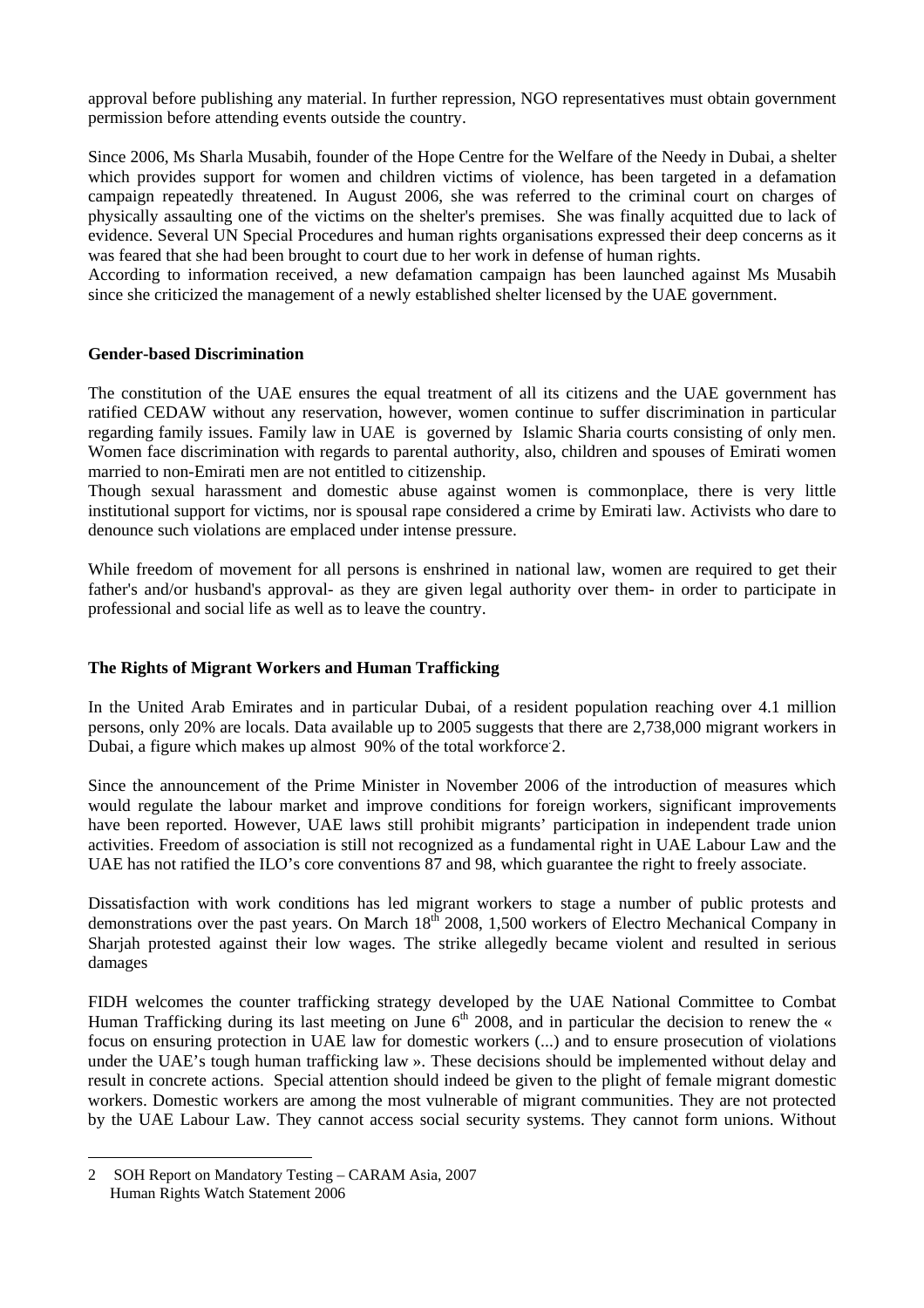approval before publishing any material. In further repression, NGO representatives must obtain government permission before attending events outside the country.

Since 2006, Ms Sharla Musabih, founder of the Hope Centre for the Welfare of the Needy in Dubai, a shelter which provides support for women and children victims of violence, has been targeted in a defamation campaign repeatedly threatened. In August 2006, she was referred to the criminal court on charges of physically assaulting one of the victims on the shelter's premises. She was finally acquitted due to lack of evidence. Several UN Special Procedures and human rights organisations expressed their deep concerns as it was feared that she had been brought to court due to her work in defense of human rights.
According to information received, a new defamation campaign has been launched against Ms Musabih since she criticized the management of a newly established shelter licensed by the UAE government.

**Gender-based Discrimination**

The constitution of the UAE ensures the equal treatment of all its citizens and the UAE government has ratified CEDAW without any reservation, however, women continue to suffer discrimination in particular regarding family issues. Family law in UAE is governed by Islamic Sharia courts consisting of only men. Women face discrimination with regards to parental authority, also, children and spouses of Emirati women married to non-Emirati men are not entitled to citizenship.
Though sexual harassment and domestic abuse against women is commonplace, there is very little institutional support for victims, nor is spousal rape considered a crime by Emirati law. Activists who dare to denounce such violations are emplaced under intense pressure.

While freedom of movement for all persons is enshrined in national law, women are required to get their father's and/or husband's approval- as they are given legal authority over them- in order to participate in professional and social life as well as to leave the country.

**The Rights of Migrant Workers and Human Trafficking**

In the United Arab Emirates and in particular Dubai, of a resident population reaching over 4.1 million persons, only 20% are locals. Data available up to 2005 suggests that there are 2,738,000 migrant workers in Dubai, a figure which makes up almost 90% of the total workforce.[2].

Since the announcement of the Prime Minister in November 2006 of the introduction of measures which would regulate the labour market and improve conditions for foreign workers, significant improvements have been reported. However, UAE laws still prohibit migrants' participation in independent trade union activities. Freedom of association is still not recognized as a fundamental right in UAE Labour Law and the UAE has not ratified the ILO's core conventions 87 and 98, which guarantee the right to freely associate.

Dissatisfaction with work conditions has led migrant workers to stage a number of public protests and demonstrations over the past years. On March 18th 2008, 1,500 workers of Electro Mechanical Company in Sharjah protested against their low wages. The strike allegedly became violent and resulted in serious damages

FIDH welcomes the counter trafficking strategy developed by the UAE National Committee to Combat Human Trafficking during its last meeting on June 6th 2008, and in particular the decision to renew the « focus on ensuring protection in UAE law for domestic workers (...) and to ensure prosecution of violations under the UAE's tough human trafficking law ». These decisions should be implemented without delay and result in concrete actions. Special attention should indeed be given to the plight of female migrant domestic workers. Domestic workers are among the most vulnerable of migrant communities. They are not protected by the UAE Labour Law. They cannot access social security systems. They cannot form unions. Without

---

2 SOH Report on Mandatory Testing – CARAM Asia, 2007
Human Rights Watch Statement 2006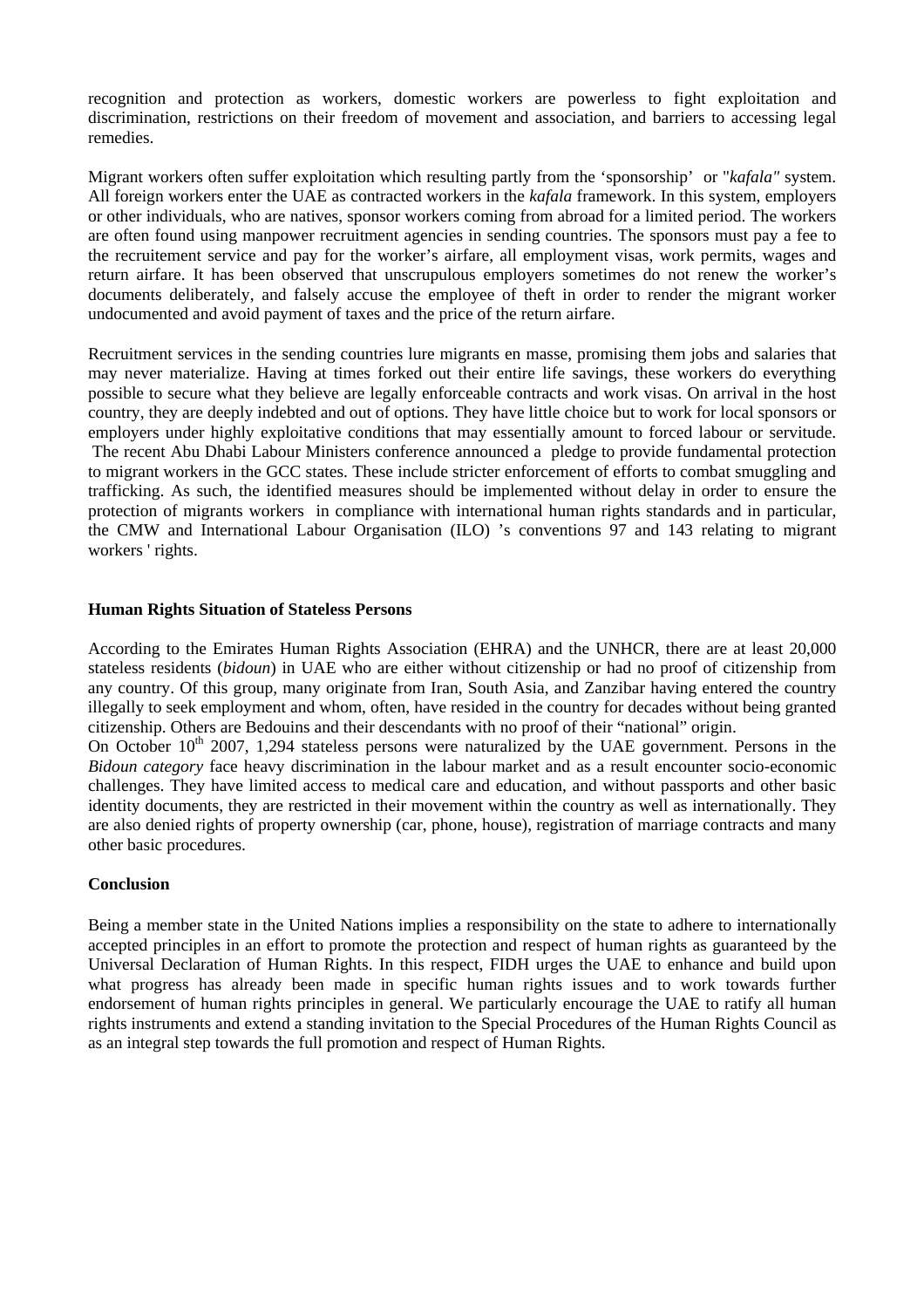recognition and protection as workers, domestic workers are powerless to fight exploitation and discrimination, restrictions on their freedom of movement and association, and barriers to accessing legal remedies.

Migrant workers often suffer exploitation which resulting partly from the 'sponsorship' or "*kafala"* system. All foreign workers enter the UAE as contracted workers in the *kafala* framework. In this system, employers or other individuals, who are natives, sponsor workers coming from abroad for a limited period. The workers are often found using manpower recruitment agencies in sending countries. The sponsors must pay a fee to the recruitement service and pay for the worker's airfare, all employment visas, work permits, wages and return airfare. It has been observed that unscrupulous employers sometimes do not renew the worker's documents deliberately, and falsely accuse the employee of theft in order to render the migrant worker undocumented and avoid payment of taxes and the price of the return airfare.

Recruitment services in the sending countries lure migrants en masse, promising them jobs and salaries that may never materialize. Having at times forked out their entire life savings, these workers do everything possible to secure what they believe are legally enforceable contracts and work visas. On arrival in the host country, they are deeply indebted and out of options. They have little choice but to work for local sponsors or employers under highly exploitative conditions that may essentially amount to forced labour or servitude. The recent Abu Dhabi Labour Ministers conference announced a pledge to provide fundamental protection to migrant workers in the GCC states. These include stricter enforcement of efforts to combat smuggling and trafficking. As such, the identified measures should be implemented without delay in order to ensure the protection of migrants workers in compliance with international human rights standards and in particular, the CMW and International Labour Organisation (ILO) 's conventions 97 and 143 relating to migrant workers ' rights.

**Human Rights Situation of Stateless Persons**

According to the Emirates Human Rights Association (EHRA) and the UNHCR, there are at least 20,000 stateless residents (*bidoun*) in UAE who are either without citizenship or had no proof of citizenship from any country. Of this group, many originate from Iran, South Asia, and Zanzibar having entered the country illegally to seek employment and whom, often, have resided in the country for decades without being granted citizenship. Others are Bedouins and their descendants with no proof of their "national" origin.

On October 10th 2007, 1,294 stateless persons were naturalized by the UAE government. Persons in the *Bidoun category* face heavy discrimination in the labour market and as a result encounter socio-economic challenges. They have limited access to medical care and education, and without passports and other basic identity documents, they are restricted in their movement within the country as well as internationally. They are also denied rights of property ownership (car, phone, house), registration of marriage contracts and many other basic procedures.

**Conclusion**

Being a member state in the United Nations implies a responsibility on the state to adhere to internationally accepted principles in an effort to promote the protection and respect of human rights as guaranteed by the Universal Declaration of Human Rights. In this respect, FIDH urges the UAE to enhance and build upon what progress has already been made in specific human rights issues and to work towards further endorsement of human rights principles in general. We particularly encourage the UAE to ratify all human rights instruments and extend a standing invitation to the Special Procedures of the Human Rights Council as as an integral step towards the full promotion and respect of Human Rights.